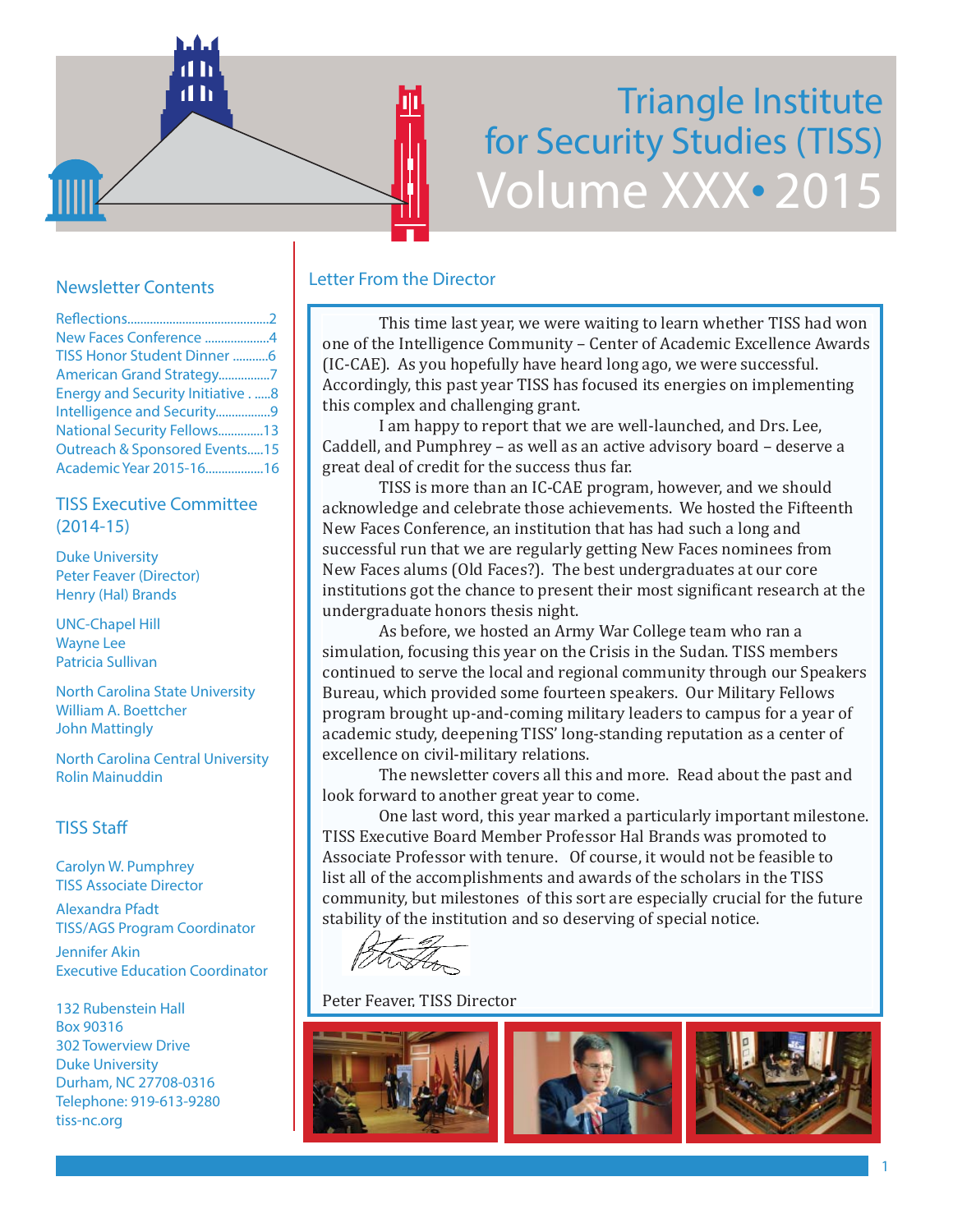# Triangle Institute for Security Studies (TISS)

## Volume XXX • 2015

### Newsletter Contents

- Reflections............................................2
- New Faces Conference ....................4
- TISS Honor Student Dinner ...........6
- American Grand Strategy................7
- Energy and Security Initiative . .....8
- Intelligence and Security.................9
- National Security Fellows..............13
- Outreach & Sponsored Events.....15
- Academic Year 2015-16..................16

### TISS Executive Committee (2014-15)

Duke University
Peter Feaver (Director)
Henry (Hal) Brands

UNC-Chapel Hill
Wayne Lee
Patricia Sullivan

North Carolina State University
William A. Boettcher
John Mattingly

North Carolina Central University
Rolin Mainuddin

### TISS Staff

Carolyn W. Pumphrey
TISS Associate Director

Alexandra Pfadt
TISS/AGS Program Coordinator

Jennifer Akin
Executive Education Coordinator

132 Rubenstein Hall
Box 90316
302 Towerview Drive
Duke University
Durham, NC 27708-0316
Telephone: 919-613-9280
tiss-nc.org

### Letter From the Director

This time last year, we were waiting to learn whether TISS had won one of the Intelligence Community – Center of Academic Excellence Awards (IC-CAE). As you hopefully have heard long ago, we were successful. Accordingly, this past year TISS has focused its energies on implementing this complex and challenging grant.

I am happy to report that we are well-launched, and Drs. Lee, Caddell, and Pumphrey – as well as an active advisory board – deserve a great deal of credit for the success thus far.

TISS is more than an IC-CAE program, however, and we should acknowledge and celebrate those achievements. We hosted the Fifteenth New Faces Conference, an institution that has had such a long and successful run that we are regularly getting New Faces nominees from New Faces alums (Old Faces?). The best undergraduates at our core institutions got the chance to present their most significant research at the undergraduate honors thesis night.

As before, we hosted an Army War College team who ran a simulation, focusing this year on the Crisis in the Sudan. TISS members continued to serve the local and regional community through our Speakers Bureau, which provided some fourteen speakers. Our Military Fellows program brought up-and-coming military leaders to campus for a year of academic study, deepening TISS' long-standing reputation as a center of excellence on civil-military relations.

The newsletter covers all this and more. Read about the past and look forward to another great year to come.

One last word, this year marked a particularly important milestone. TISS Executive Board Member Professor Hal Brands was promoted to Associate Professor with tenure. Of course, it would not be feasible to list all of the accomplishments and awards of the scholars in the TISS community, but milestones of this sort are especially crucial for the future stability of the institution and so deserving of special notice.

Peter Feaver, TISS Director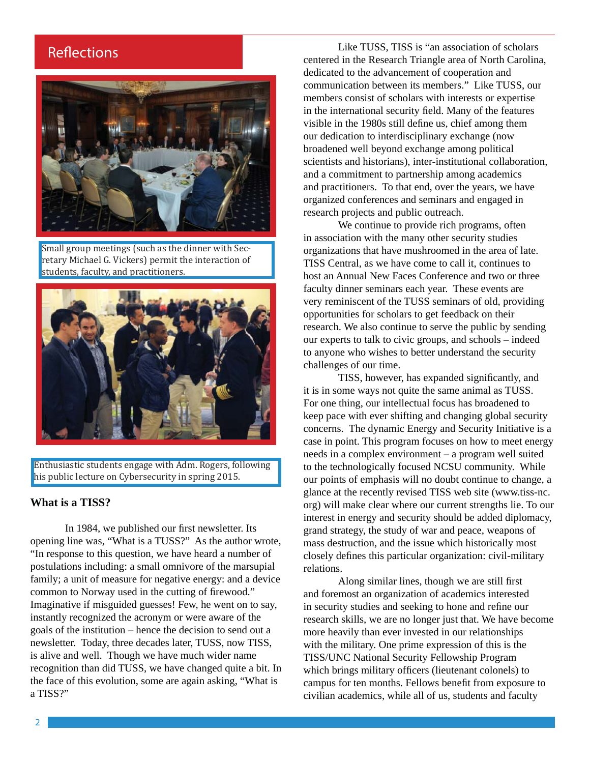## Reflections

Small group meetings (such as the dinner with Secretary Michael G. Vickers) permit the interaction of students, faculty, and practitioners.

Enthusiastic students engage with Adm. Rogers, following his public lecture on Cybersecurity in spring 2015.

### What is a TISS?

In 1984, we published our first newsletter. Its opening line was, "What is a TUSS?" As the author wrote, "In response to this question, we have heard a number of postulations including: a small omnivore of the marsupial family; a unit of measure for negative energy: and a device common to Norway used in the cutting of firewood." Imaginative if misguided guesses! Few, he went on to say, instantly recognized the acronym or were aware of the goals of the institution – hence the decision to send out a newsletter. Today, three decades later, TUSS, now TISS, is alive and well. Though we have much wider name recognition than did TUSS, we have changed quite a bit. In the face of this evolution, some are again asking, "What is a TISS?"

Like TUSS, TISS is "an association of scholars centered in the Research Triangle area of North Carolina, dedicated to the advancement of cooperation and communication between its members." Like TUSS, our members consist of scholars with interests or expertise in the international security field. Many of the features visible in the 1980s still define us, chief among them our dedication to interdisciplinary exchange (now broadened well beyond exchange among political scientists and historians), inter-institutional collaboration, and a commitment to partnership among academics and practitioners. To that end, over the years, we have organized conferences and seminars and engaged in research projects and public outreach.

We continue to provide rich programs, often in association with the many other security studies organizations that have mushroomed in the area of late. TISS Central, as we have come to call it, continues to host an Annual New Faces Conference and two or three faculty dinner seminars each year. These events are very reminiscent of the TUSS seminars of old, providing opportunities for scholars to get feedback on their research. We also continue to serve the public by sending our experts to talk to civic groups, and schools – indeed to anyone who wishes to better understand the security challenges of our time.

TISS, however, has expanded significantly, and it is in some ways not quite the same animal as TUSS. For one thing, our intellectual focus has broadened to keep pace with ever shifting and changing global security concerns. The dynamic Energy and Security Initiative is a case in point. This program focuses on how to meet energy needs in a complex environment – a program well suited to the technologically focused NCSU community. While our points of emphasis will no doubt continue to change, a glance at the recently revised TISS web site (www.tiss-nc.org) will make clear where our current strengths lie. To our interest in energy and security should be added diplomacy, grand strategy, the study of war and peace, weapons of mass destruction, and the issue which historically most closely defines this particular organization: civil-military relations.

Along similar lines, though we are still first and foremost an organization of academics interested in security studies and seeking to hone and refine our research skills, we are no longer just that. We have become more heavily than ever invested in our relationships with the military. One prime expression of this is the TISS/UNC National Security Fellowship Program which brings military officers (lieutenant colonels) to campus for ten months. Fellows benefit from exposure to civilian academics, while all of us, students and faculty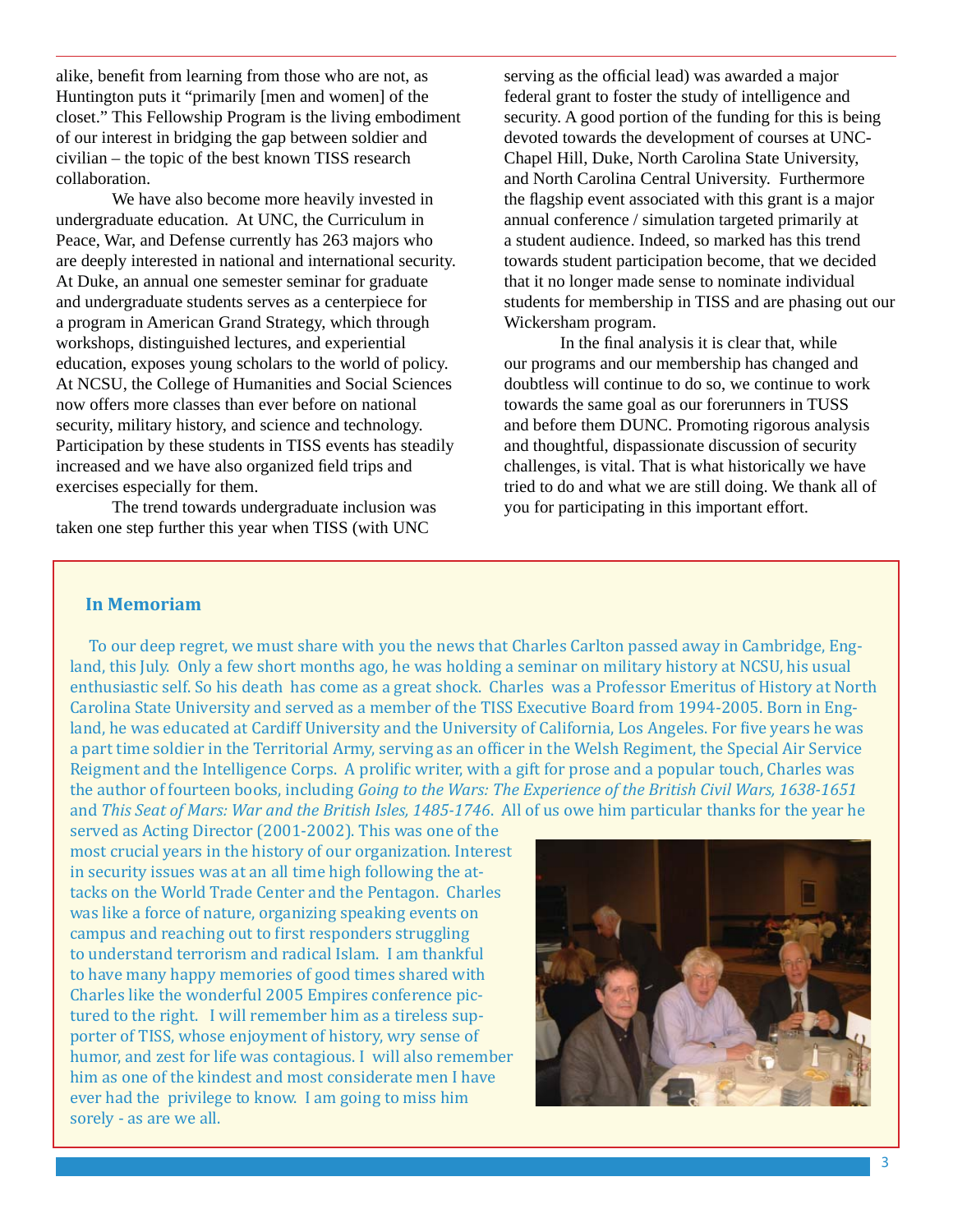alike, benefit from learning from those who are not, as Huntington puts it "primarily [men and women] of the closet." This Fellowship Program is the living embodiment of our interest in bridging the gap between soldier and civilian – the topic of the best known TISS research collaboration.

We have also become more heavily invested in undergraduate education. At UNC, the Curriculum in Peace, War, and Defense currently has 263 majors who are deeply interested in national and international security. At Duke, an annual one semester seminar for graduate and undergraduate students serves as a centerpiece for a program in American Grand Strategy, which through workshops, distinguished lectures, and experiential education, exposes young scholars to the world of policy. At NCSU, the College of Humanities and Social Sciences now offers more classes than ever before on national security, military history, and science and technology. Participation by these students in TISS events has steadily increased and we have also organized field trips and exercises especially for them.

The trend towards undergraduate inclusion was taken one step further this year when TISS (with UNC serving as the official lead) was awarded a major federal grant to foster the study of intelligence and security. A good portion of the funding for this is being devoted towards the development of courses at UNC-Chapel Hill, Duke, North Carolina State University, and North Carolina Central University. Furthermore the flagship event associated with this grant is a major annual conference / simulation targeted primarily at a student audience. Indeed, so marked has this trend towards student participation become, that we decided that it no longer made sense to nominate individual students for membership in TISS and are phasing out our Wickersham program.

In the final analysis it is clear that, while our programs and our membership has changed and doubtless will continue to do so, we continue to work towards the same goal as our forerunners in TUSS and before them DUNC. Promoting rigorous analysis and thoughtful, dispassionate discussion of security challenges, is vital. That is what historically we have tried to do and what we are still doing. We thank all of you for participating in this important effort.

### In Memoriam

To our deep regret, we must share with you the news that Charles Carlton passed away in Cambridge, England, this July. Only a few short months ago, he was holding a seminar on military history at NCSU, his usual enthusiastic self. So his death has come as a great shock. Charles was a Professor Emeritus of History at North Carolina State University and served as a member of the TISS Executive Board from 1994-2005. Born in England, he was educated at Cardiff University and the University of California, Los Angeles. For five years he was a part time soldier in the Territorial Army, serving as an officer in the Welsh Regiment, the Special Air Service Reigment and the Intelligence Corps. A prolific writer, with a gift for prose and a popular touch, Charles was the author of fourteen books, including *Going to the Wars: The Experience of the British Civil Wars, 1638-1651* and *This Seat of Mars: War and the British Isles, 1485-1746*. All of us owe him particular thanks for the year he served as Acting Director (2001-2002). This was one of the most crucial years in the history of our organization. Interest in security issues was at an all time high following the attacks on the World Trade Center and the Pentagon. Charles was like a force of nature, organizing speaking events on campus and reaching out to first responders struggling to understand terrorism and radical Islam. I am thankful to have many happy memories of good times shared with Charles like the wonderful 2005 Empires conference pictured to the right. I will remember him as a tireless supporter of TISS, whose enjoyment of history, wry sense of humor, and zest for life was contagious. I will also remember him as one of the kindest and most considerate men I have ever had the privilege to know. I am going to miss him sorely - as are we all.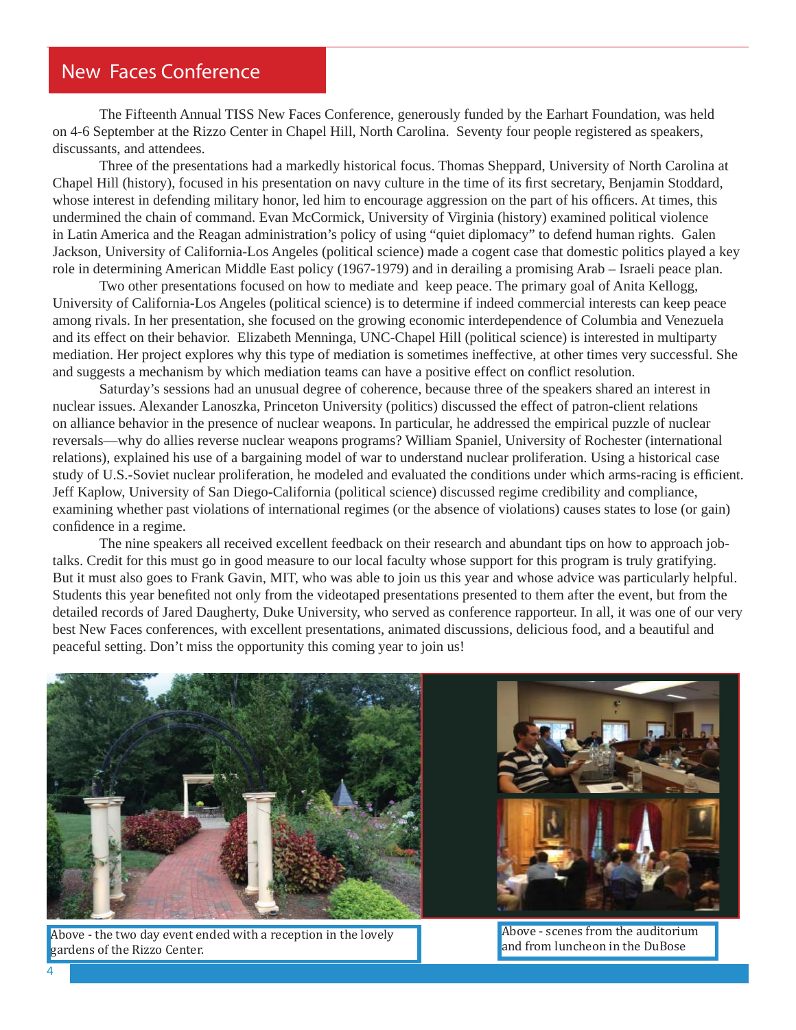# New Faces Conference

The Fifteenth Annual TISS New Faces Conference, generously funded by the Earhart Foundation, was held on 4-6 September at the Rizzo Center in Chapel Hill, North Carolina. Seventy four people registered as speakers, discussants, and attendees.

Three of the presentations had a markedly historical focus. Thomas Sheppard, University of North Carolina at Chapel Hill (history), focused in his presentation on navy culture in the time of its first secretary, Benjamin Stoddard, whose interest in defending military honor, led him to encourage aggression on the part of his officers. At times, this undermined the chain of command. Evan McCormick, University of Virginia (history) examined political violence in Latin America and the Reagan administration's policy of using "quiet diplomacy" to defend human rights. Galen Jackson, University of California-Los Angeles (political science) made a cogent case that domestic politics played a key role in determining American Middle East policy (1967-1979) and in derailing a promising Arab – Israeli peace plan.

Two other presentations focused on how to mediate and keep peace. The primary goal of Anita Kellogg, University of California-Los Angeles (political science) is to determine if indeed commercial interests can keep peace among rivals. In her presentation, she focused on the growing economic interdependence of Columbia and Venezuela and its effect on their behavior. Elizabeth Menninga, UNC-Chapel Hill (political science) is interested in multiparty mediation. Her project explores why this type of mediation is sometimes ineffective, at other times very successful. She and suggests a mechanism by which mediation teams can have a positive effect on conflict resolution.

Saturday's sessions had an unusual degree of coherence, because three of the speakers shared an interest in nuclear issues. Alexander Lanoszka, Princeton University (politics) discussed the effect of patron-client relations on alliance behavior in the presence of nuclear weapons. In particular, he addressed the empirical puzzle of nuclear reversals—why do allies reverse nuclear weapons programs? William Spaniel, University of Rochester (international relations), explained his use of a bargaining model of war to understand nuclear proliferation. Using a historical case study of U.S.-Soviet nuclear proliferation, he modeled and evaluated the conditions under which arms-racing is efficient. Jeff Kaplow, University of San Diego-California (political science) discussed regime credibility and compliance, examining whether past violations of international regimes (or the absence of violations) causes states to lose (or gain) confidence in a regime.

The nine speakers all received excellent feedback on their research and abundant tips on how to approach job-talks. Credit for this must go in good measure to our local faculty whose support for this program is truly gratifying. But it must also goes to Frank Gavin, MIT, who was able to join us this year and whose advice was particularly helpful. Students this year benefited not only from the videotaped presentations presented to them after the event, but from the detailed records of Jared Daugherty, Duke University, who served as conference rapporteur. In all, it was one of our very best New Faces conferences, with excellent presentations, animated discussions, delicious food, and a beautiful and peaceful setting. Don't miss the opportunity this coming year to join us!

Above - the two day event ended with a reception in the lovely gardens of the Rizzo Center.

Above - scenes from the auditorium and from luncheon in the DuBose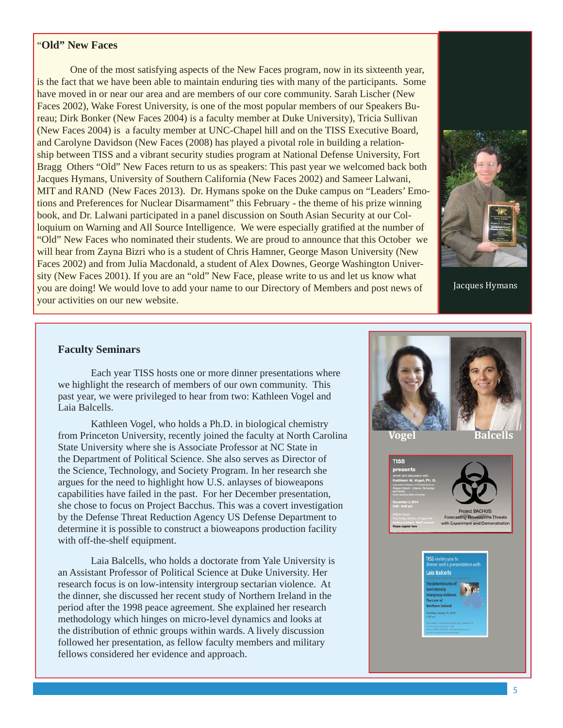## "Old" New Faces

One of the most satisfying aspects of the New Faces program, now in its sixteenth year, is the fact that we have been able to maintain enduring ties with many of the participants. Some have moved in or near our area and are members of our core community. Sarah Lischer (New Faces 2002), Wake Forest University, is one of the most popular members of our Speakers Bureau; Dirk Bonker (New Faces 2004) is a faculty member at Duke University), Tricia Sullivan (New Faces 2004) is a faculty member at UNC-Chapel hill and on the TISS Executive Board, and Carolyne Davidson (New Faces (2008) has played a pivotal role in building a relationship between TISS and a vibrant security studies program at National Defense University, Fort Bragg Others "Old" New Faces return to us as speakers: This past year we welcomed back both Jacques Hymans, University of Southern California (New Faces 2002) and Sameer Lalwani, MIT and RAND (New Faces 2013). Dr. Hymans spoke on the Duke campus on "Leaders' Emotions and Preferences for Nuclear Disarmament" this February - the theme of his prize winning book, and Dr. Lalwani participated in a panel discussion on South Asian Security at our Colloquium on Warning and All Source Intelligence. We were especially gratified at the number of "Old" New Faces who nominated their students. We are proud to announce that this October we will hear from Zayna Bizri who is a student of Chris Hamner, George Mason University (New Faces 2002) and from Julia Macdonald, a student of Alex Downes, George Washington University (New Faces 2001). If you are an "old" New Face, please write to us and let us know what you are doing! We would love to add your name to our Directory of Members and post news of your activities on our new website.

Jacques Hymans

## Faculty Seminars

Each year TISS hosts one or more dinner presentations where we highlight the research of members of our own community. This past year, we were privileged to hear from two: Kathleen Vogel and Laia Balcells.

Kathleen Vogel, who holds a Ph.D. in biological chemistry from Princeton University, recently joined the faculty at North Carolina State University where she is Associate Professor at NC State in the Department of Political Science. She also serves as Director of the Science, Technology, and Society Program. In her research she argues for the need to highlight how U.S. anlayses of bioweapons capabilities have failed in the past. For her December presentation, she chose to focus on Project Bacchus. This was a covert investigation by the Defense Threat Reduction Agency US Defense Department to determine it is possible to construct a bioweapons production facility with off-the-shelf equipment.

Laia Balcells, who holds a doctorate from Yale University is an Assistant Professor of Political Science at Duke University. Her research focus is on low-intensity intergroup sectarian violence. At the dinner, she discussed her recent study of Northern Ireland in the period after the 1998 peace agreement. She explained her research methodology which hinges on micro-level dynamics and looks at the distribution of ethnic groups within wards. A lively discussion followed her presentation, as fellow faculty members and military fellows considered her evidence and approach.

Vogel Balcells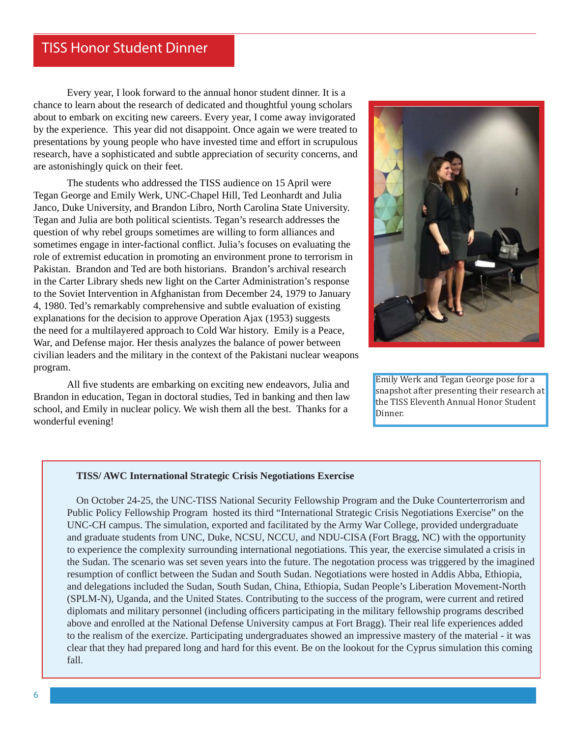## TISS Honor Student Dinner

Every year, I look forward to the annual honor student dinner. It is a chance to learn about the research of dedicated and thoughtful young scholars about to embark on exciting new careers. Every year, I come away invigorated by the experience. This year did not disappoint. Once again we were treated to presentations by young people who have invested time and effort in scrupulous research, have a sophisticated and subtle appreciation of security concerns, and are astonishingly quick on their feet.

The students who addressed the TISS audience on 15 April were Tegan George and Emily Werk, UNC-Chapel Hill, Ted Leonhardt and Julia Janco, Duke University, and Brandon Libro, North Carolina State University. Tegan and Julia are both political scientists. Tegan's research addresses the question of why rebel groups sometimes are willing to form alliances and sometimes engage in inter-factional conflict. Julia's focuses on evaluating the role of extremist education in promoting an environment prone to terrorism in Pakistan. Brandon and Ted are both historians. Brandon's archival research in the Carter Library sheds new light on the Carter Administration's response to the Soviet Intervention in Afghanistan from December 24, 1979 to January 4, 1980. Ted's remarkably comprehensive and subtle evaluation of existing explanations for the decision to approve Operation Ajax (1953) suggests the need for a multilayered approach to Cold War history. Emily is a Peace, War, and Defense major. Her thesis analyzes the balance of power between civilian leaders and the military in the context of the Pakistani nuclear weapons program.

All five students are embarking on exciting new endeavors, Julia and Brandon in education, Tegan in doctoral studies, Ted in banking and then law school, and Emily in nuclear policy. We wish them all the best. Thanks for a wonderful evening!

Emily Werk and Tegan George pose for a snapshot after presenting their research at the TISS Eleventh Annual Honor Student Dinner.

**TISS/ AWC International Strategic Crisis Negotiations Exercise**

On October 24-25, the UNC-TISS National Security Fellowship Program and the Duke Counterterrorism and Public Policy Fellowship Program hosted its third "International Strategic Crisis Negotiations Exercise" on the UNC-CH campus. The simulation, exported and facilitated by the Army War College, provided undergraduate and graduate students from UNC, Duke, NCSU, NCCU, and NDU-CISA (Fort Bragg, NC) with the opportunity to experience the complexity surrounding international negotiations. This year, the exercise simulated a crisis in the Sudan. The scenario was set seven years into the future. The negotation process was triggered by the imagined resumption of conflict between the Sudan and South Sudan. Negotiations were hosted in Addis Abba, Ethiopia, and delegations included the Sudan, South Sudan, China, Ethiopia, Sudan People's Liberation Movement-North (SPLM-N), Uganda, and the United States. Contributing to the success of the program, were current and retired diplomats and military personnel (including officers participating in the military fellowship programs described above and enrolled at the National Defense University campus at Fort Bragg). Their real life experiences added to the realism of the exercize. Participating undergraduates showed an impressive mastery of the material - it was clear that they had prepared long and hard for this event. Be on the lookout for the Cyprus simulation this coming fall.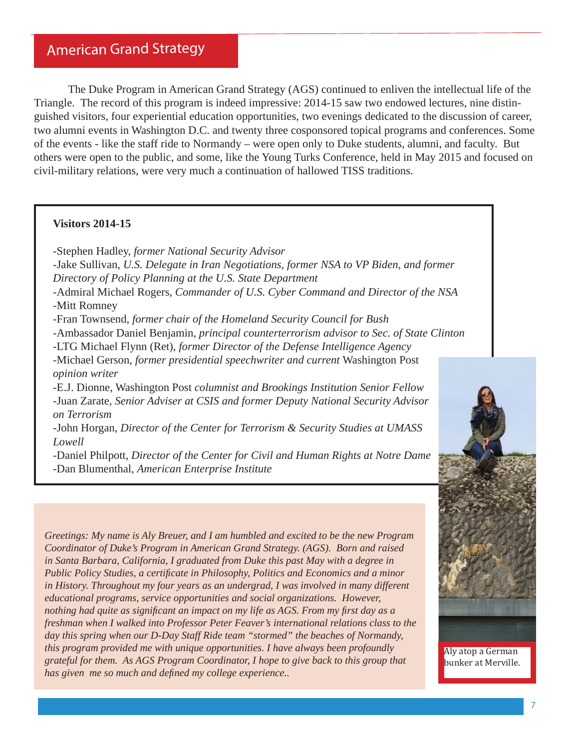## American Grand Strategy

The Duke Program in American Grand Strategy (AGS) continued to enliven the intellectual life of the Triangle. The record of this program is indeed impressive: 2014-15 saw two endowed lectures, nine distinguished visitors, four experiential education opportunities, two evenings dedicated to the discussion of career, two alumni events in Washington D.C. and twenty three cosponsored topical programs and conferences. Some of the events - like the staff ride to Normandy – were open only to Duke students, alumni, and faculty. But others were open to the public, and some, like the Young Turks Conference, held in May 2015 and focused on civil-military relations, were very much a continuation of hallowed TISS traditions.

**Visitors 2014-15**

-Stephen Hadley, *former National Security Advisor*
-Jake Sullivan, *U.S. Delegate in Iran Negotiations, former NSA to VP Biden, and former Directory of Policy Planning at the U.S. State Department*
-Admiral Michael Rogers, *Commander of U.S. Cyber Command and Director of the NSA*
-Mitt Romney
-Fran Townsend, *former chair of the Homeland Security Council for Bush*
-Ambassador Daniel Benjamin, *principal counterterrorism advisor to Sec. of State Clinton*
-LTG Michael Flynn (Ret), *former Director of the Defense Intelligence Agency*
-Michael Gerson, *former presidential speechwriter and current* Washington Post *opinion writer*
-E.J. Dionne, Washington Post *columnist and Brookings Institution Senior Fellow*
-Juan Zarate, *Senior Adviser at CSIS and former Deputy National Security Advisor on Terrorism*
-John Horgan, *Director of the Center for Terrorism & Security Studies at UMASS Lowell*
-Daniel Philpott, *Director of the Center for Civil and Human Rights at Notre Dame*
-Dan Blumenthal, *American Enterprise Institute*

*Greetings: My name is Aly Breuer, and I am humbled and excited to be the new Program Coordinator of Duke's Program in American Grand Strategy. (AGS). Born and raised in Santa Barbara, California, I graduated from Duke this past May with a degree in Public Policy Studies, a certificate in Philosophy, Politics and Economics and a minor in History. Throughout my four years as an undergrad, I was involved in many different educational programs, service opportunities and social organizations. However, nothing had quite as significant an impact on my life as AGS. From my first day as a freshman when I walked into Professor Peter Feaver's international relations class to the day this spring when our D-Day Staff Ride team "stormed" the beaches of Normandy, this program provided me with unique opportunities. I have always been profoundly grateful for them. As AGS Program Coordinator, I hope to give back to this group that has given me so much and defined my college experience..*

Aly atop a German bunker at Merville.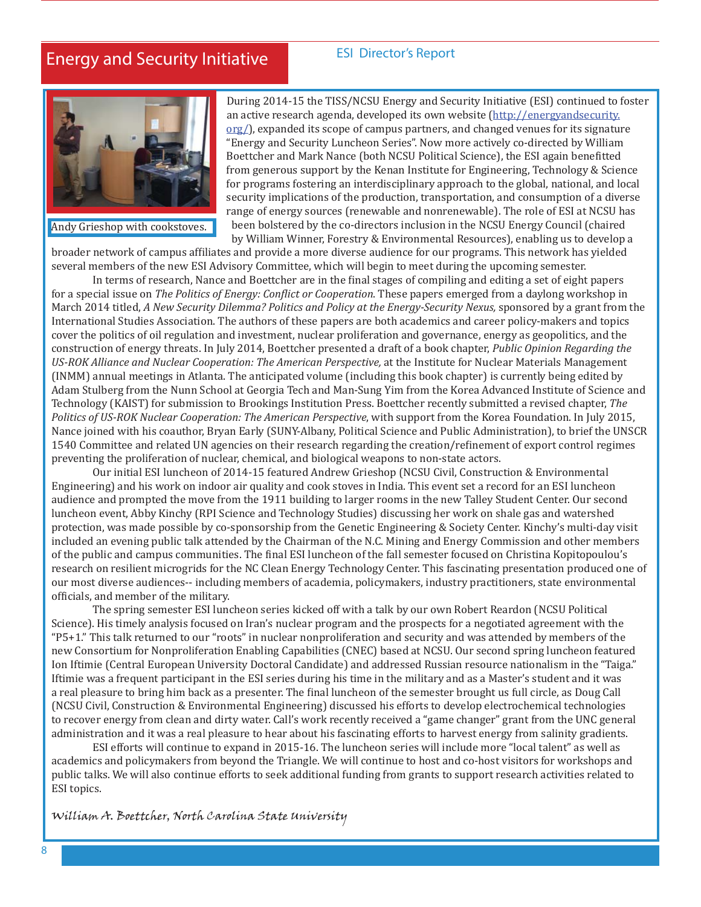# Energy and Security Initiative

## ESI Director's Report

Andy Grieshop with cookstoves.

During 2014-15 the TISS/NCSU Energy and Security Initiative (ESI) continued to foster an active research agenda, developed its own website (http://energyandsecurity.org/), expanded its scope of campus partners, and changed venues for its signature "Energy and Security Luncheon Series". Now more actively co-directed by William Boettcher and Mark Nance (both NCSU Political Science), the ESI again benefitted from generous support by the Kenan Institute for Engineering, Technology & Science for programs fostering an interdisciplinary approach to the global, national, and local security implications of the production, transportation, and consumption of a diverse range of energy sources (renewable and nonrenewable). The role of ESI at NCSU has been bolstered by the co-directors inclusion in the NCSU Energy Council (chaired by William Winner, Forestry & Environmental Resources), enabling us to develop a broader network of campus affiliates and provide a more diverse audience for our programs. This network has yielded several members of the new ESI Advisory Committee, which will begin to meet during the upcoming semester.

In terms of research, Nance and Boettcher are in the final stages of compiling and editing a set of eight papers for a special issue on *The Politics of Energy: Conflict or Cooperation*. These papers emerged from a daylong workshop in March 2014 titled, *A New Security Dilemma? Politics and Policy at the Energy-Security Nexus,* sponsored by a grant from the International Studies Association. The authors of these papers are both academics and career policy-makers and topics cover the politics of oil regulation and investment, nuclear proliferation and governance, energy as geopolitics, and the construction of energy threats. In July 2014, Boettcher presented a draft of a book chapter, *Public Opinion Regarding the US-ROK Alliance and Nuclear Cooperation: The American Perspective,* at the Institute for Nuclear Materials Management (INMM) annual meetings in Atlanta. The anticipated volume (including this book chapter) is currently being edited by Adam Stulberg from the Nunn School at Georgia Tech and Man-Sung Yim from the Korea Advanced Institute of Science and Technology (KAIST) for submission to Brookings Institution Press. Boettcher recently submitted a revised chapter, *The Politics of US-ROK Nuclear Cooperation: The American Perspective*, with support from the Korea Foundation. In July 2015, Nance joined with his coauthor, Bryan Early (SUNY-Albany, Political Science and Public Administration), to brief the UNSCR 1540 Committee and related UN agencies on their research regarding the creation/refinement of export control regimes preventing the proliferation of nuclear, chemical, and biological weapons to non-state actors.

Our initial ESI luncheon of 2014-15 featured Andrew Grieshop (NCSU Civil, Construction & Environmental Engineering) and his work on indoor air quality and cook stoves in India. This event set a record for an ESI luncheon audience and prompted the move from the 1911 building to larger rooms in the new Talley Student Center. Our second luncheon event, Abby Kinchy (RPI Science and Technology Studies) discussing her work on shale gas and watershed protection, was made possible by co-sponsorship from the Genetic Engineering & Society Center. Kinchy's multi-day visit included an evening public talk attended by the Chairman of the N.C. Mining and Energy Commission and other members of the public and campus communities. The final ESI luncheon of the fall semester focused on Christina Kopitopoulou's research on resilient microgrids for the NC Clean Energy Technology Center. This fascinating presentation produced one of our most diverse audiences-- including members of academia, policymakers, industry practitioners, state environmental officials, and member of the military.

The spring semester ESI luncheon series kicked off with a talk by our own Robert Reardon (NCSU Political Science). His timely analysis focused on Iran's nuclear program and the prospects for a negotiated agreement with the "P5+1." This talk returned to our "roots" in nuclear nonproliferation and security and was attended by members of the new Consortium for Nonproliferation Enabling Capabilities (CNEC) based at NCSU. Our second spring luncheon featured Ion Iftimie (Central European University Doctoral Candidate) and addressed Russian resource nationalism in the "Taiga." Iftimie was a frequent participant in the ESI series during his time in the military and as a Master's student and it was a real pleasure to bring him back as a presenter. The final luncheon of the semester brought us full circle, as Doug Call (NCSU Civil, Construction & Environmental Engineering) discussed his efforts to develop electrochemical technologies to recover energy from clean and dirty water. Call's work recently received a "game changer" grant from the UNC general administration and it was a real pleasure to hear about his fascinating efforts to harvest energy from salinity gradients.

ESI efforts will continue to expand in 2015-16. The luncheon series will include more "local talent" as well as academics and policymakers from beyond the Triangle. We will continue to host and co-host visitors for workshops and public talks. We will also continue efforts to seek additional funding from grants to support research activities related to ESI topics.

*William A. Boettcher, North Carolina State University*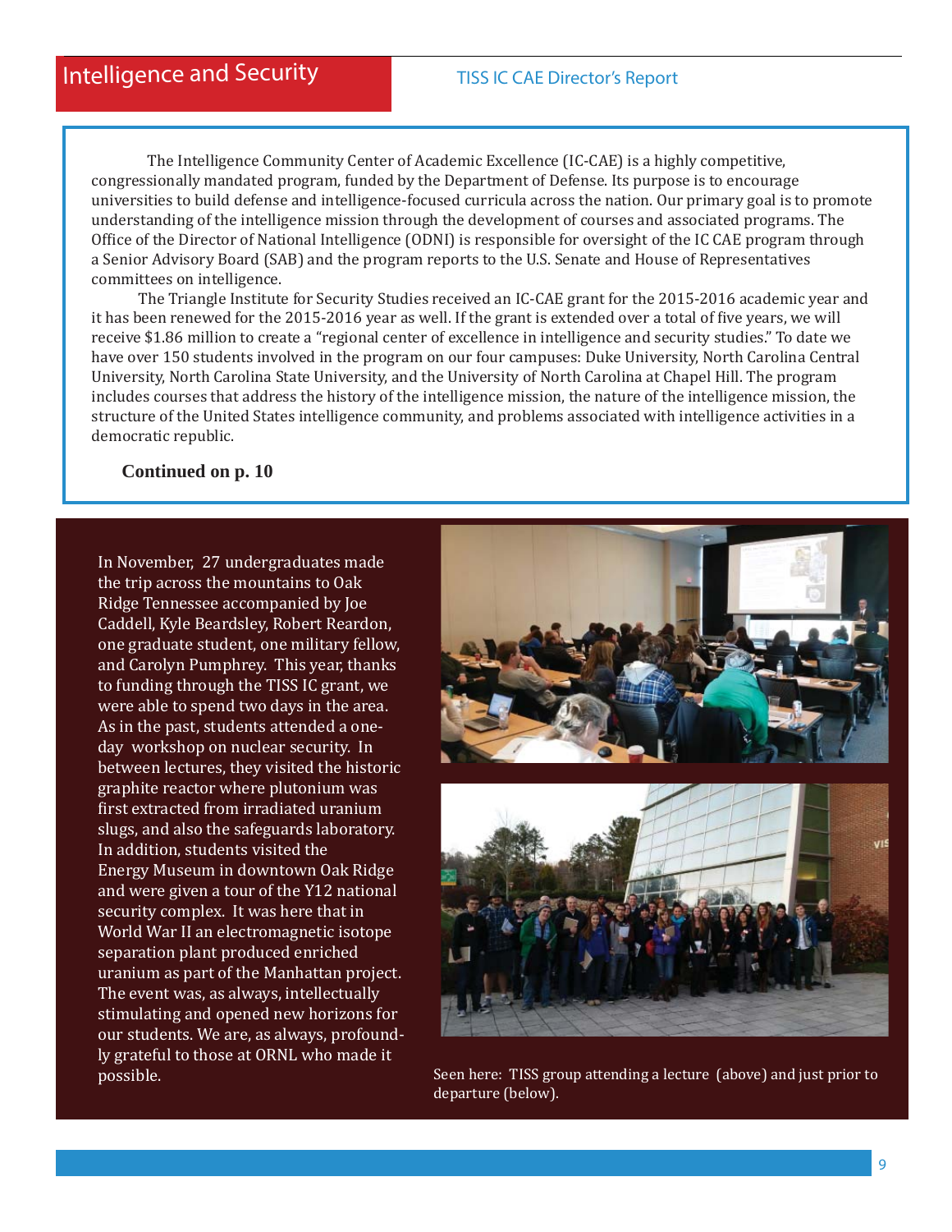# Intelligence and Security

## TISS IC CAE Director's Report

The Intelligence Community Center of Academic Excellence (IC-CAE) is a highly competitive, congressionally mandated program, funded by the Department of Defense. Its purpose is to encourage universities to build defense and intelligence-focused curricula across the nation. Our primary goal is to promote understanding of the intelligence mission through the development of courses and associated programs. The Office of the Director of National Intelligence (ODNI) is responsible for oversight of the IC CAE program through a Senior Advisory Board (SAB) and the program reports to the U.S. Senate and House of Representatives committees on intelligence.

The Triangle Institute for Security Studies received an IC-CAE grant for the 2015-2016 academic year and it has been renewed for the 2015-2016 year as well. If the grant is extended over a total of five years, we will receive $1.86 million to create a "regional center of excellence in intelligence and security studies." To date we have over 150 students involved in the program on our four campuses: Duke University, North Carolina Central University, North Carolina State University, and the University of North Carolina at Chapel Hill. The program includes courses that address the history of the intelligence mission, the nature of the intelligence mission, the structure of the United States intelligence community, and problems associated with intelligence activities in a democratic republic.

**Continued on p. 10**

In November, 27 undergraduates made the trip across the mountains to Oak Ridge Tennessee accompanied by Joe Caddell, Kyle Beardsley, Robert Reardon, one graduate student, one military fellow, and Carolyn Pumphrey. This year, thanks to funding through the TISS IC grant, we were able to spend two days in the area. As in the past, students attended a one-day workshop on nuclear security. In between lectures, they visited the historic graphite reactor where plutonium was first extracted from irradiated uranium slugs, and also the safeguards laboratory. In addition, students visited the Energy Museum in downtown Oak Ridge and were given a tour of the Y12 national security complex. It was here that in World War II an electromagnetic isotope separation plant produced enriched uranium as part of the Manhattan project. The event was, as always, intellectually stimulating and opened new horizons for our students. We are, as always, profoundly grateful to those at ORNL who made it possible.

Seen here: TISS group attending a lecture (above) and just prior to departure (below).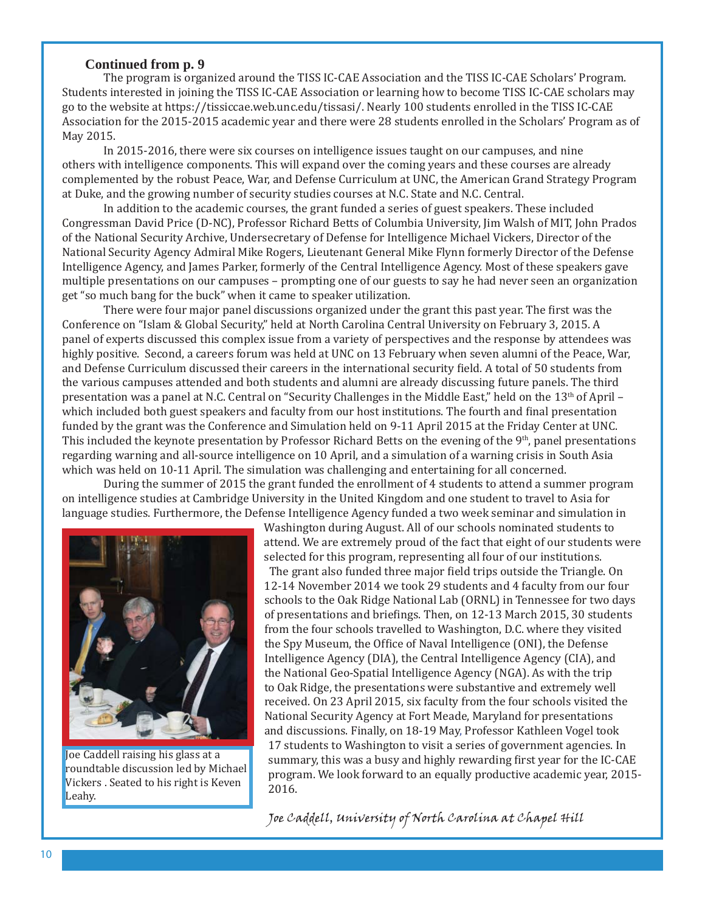**Continued from p. 9**

The program is organized around the TISS IC-CAE Association and the TISS IC-CAE Scholars' Program. Students interested in joining the TISS IC-CAE Association or learning how to become TISS IC-CAE scholars may go to the website at https://tissiccae.web.unc.edu/tissasi/. Nearly 100 students enrolled in the TISS IC-CAE Association for the 2015-2015 academic year and there were 28 students enrolled in the Scholars' Program as of May 2015.

In 2015-2016, there were six courses on intelligence issues taught on our campuses, and nine others with intelligence components. This will expand over the coming years and these courses are already complemented by the robust Peace, War, and Defense Curriculum at UNC, the American Grand Strategy Program at Duke, and the growing number of security studies courses at N.C. State and N.C. Central.

In addition to the academic courses, the grant funded a series of guest speakers. These included Congressman David Price (D-NC), Professor Richard Betts of Columbia University, Jim Walsh of MIT, John Prados of the National Security Archive, Undersecretary of Defense for Intelligence Michael Vickers, Director of the National Security Agency Admiral Mike Rogers, Lieutenant General Mike Flynn formerly Director of the Defense Intelligence Agency, and James Parker, formerly of the Central Intelligence Agency. Most of these speakers gave multiple presentations on our campuses – prompting one of our guests to say he had never seen an organization get "so much bang for the buck" when it came to speaker utilization.

There were four major panel discussions organized under the grant this past year. The first was the Conference on "Islam & Global Security," held at North Carolina Central University on February 3, 2015. A panel of experts discussed this complex issue from a variety of perspectives and the response by attendees was highly positive. Second, a careers forum was held at UNC on 13 February when seven alumni of the Peace, War, and Defense Curriculum discussed their careers in the international security field. A total of 50 students from the various campuses attended and both students and alumni are already discussing future panels. The third presentation was a panel at N.C. Central on "Security Challenges in the Middle East," held on the 13th of April – which included both guest speakers and faculty from our host institutions. The fourth and final presentation funded by the grant was the Conference and Simulation held on 9-11 April 2015 at the Friday Center at UNC. This included the keynote presentation by Professor Richard Betts on the evening of the 9th, panel presentations regarding warning and all-source intelligence on 10 April, and a simulation of a warning crisis in South Asia which was held on 10-11 April. The simulation was challenging and entertaining for all concerned.

During the summer of 2015 the grant funded the enrollment of 4 students to attend a summer program on intelligence studies at Cambridge University in the United Kingdom and one student to travel to Asia for language studies. Furthermore, the Defense Intelligence Agency funded a two week seminar and simulation in Washington during August. All of our schools nominated students to attend. We are extremely proud of the fact that eight of our students were selected for this program, representing all four of our institutions.

The grant also funded three major field trips outside the Triangle. On 12-14 November 2014 we took 29 students and 4 faculty from our four schools to the Oak Ridge National Lab (ORNL) in Tennessee for two days of presentations and briefings. Then, on 12-13 March 2015, 30 students from the four schools travelled to Washington, D.C. where they visited the Spy Museum, the Office of Naval Intelligence (ONI), the Defense Intelligence Agency (DIA), the Central Intelligence Agency (CIA), and the National Geo-Spatial Intelligence Agency (NGA). As with the trip to Oak Ridge, the presentations were substantive and extremely well received. On 23 April 2015, six faculty from the four schools visited the National Security Agency at Fort Meade, Maryland for presentations and discussions. Finally, on 18-19 May, Professor Kathleen Vogel took 17 students to Washington to visit a series of government agencies. In summary, this was a busy and highly rewarding first year for the IC-CAE program. We look forward to an equally productive academic year, 2015-2016.

Joe Caddell raising his glass at a roundtable discussion led by Michael Vickers . Seated to his right is Keven Leahy.

*Joe Caddell, University of North Carolina at Chapel Hill*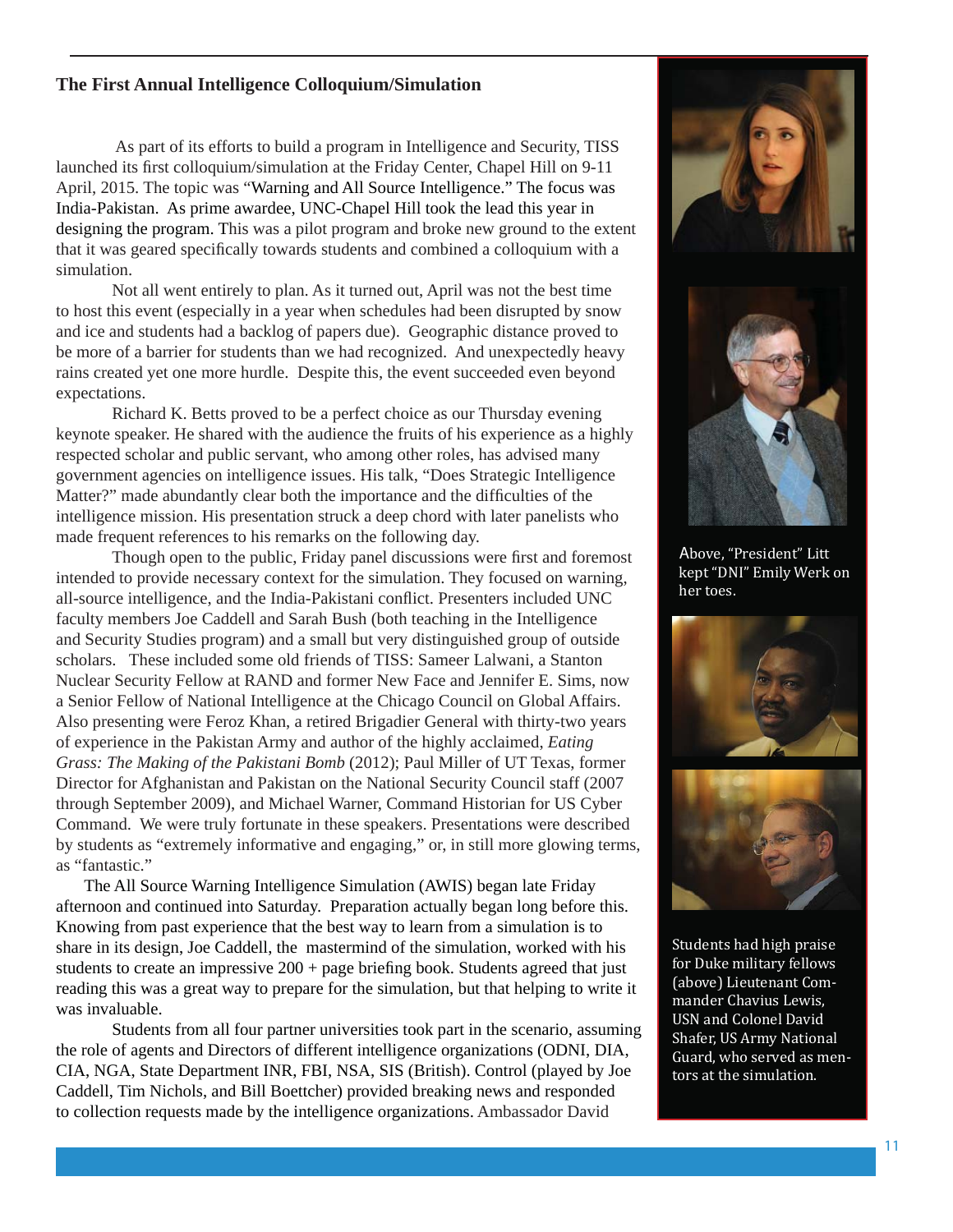## The First Annual Intelligence Colloquium/Simulation

As part of its efforts to build a program in Intelligence and Security, TISS launched its first colloquium/simulation at the Friday Center, Chapel Hill on 9-11 April, 2015. The topic was "Warning and All Source Intelligence." The focus was India-Pakistan. As prime awardee, UNC-Chapel Hill took the lead this year in designing the program. This was a pilot program and broke new ground to the extent that it was geared specifically towards students and combined a colloquium with a simulation.

Not all went entirely to plan. As it turned out, April was not the best time to host this event (especially in a year when schedules had been disrupted by snow and ice and students had a backlog of papers due). Geographic distance proved to be more of a barrier for students than we had recognized. And unexpectedly heavy rains created yet one more hurdle. Despite this, the event succeeded even beyond expectations.

Richard K. Betts proved to be a perfect choice as our Thursday evening keynote speaker. He shared with the audience the fruits of his experience as a highly respected scholar and public servant, who among other roles, has advised many government agencies on intelligence issues. His talk, "Does Strategic Intelligence Matter?" made abundantly clear both the importance and the difficulties of the intelligence mission. His presentation struck a deep chord with later panelists who made frequent references to his remarks on the following day.

Though open to the public, Friday panel discussions were first and foremost intended to provide necessary context for the simulation. They focused on warning, all-source intelligence, and the India-Pakistani conflict. Presenters included UNC faculty members Joe Caddell and Sarah Bush (both teaching in the Intelligence and Security Studies program) and a small but very distinguished group of outside scholars. These included some old friends of TISS: Sameer Lalwani, a Stanton Nuclear Security Fellow at RAND and former New Face and Jennifer E. Sims, now a Senior Fellow of National Intelligence at the Chicago Council on Global Affairs. Also presenting were Feroz Khan, a retired Brigadier General with thirty-two years of experience in the Pakistan Army and author of the highly acclaimed, *Eating Grass: The Making of the Pakistani Bomb* (2012); Paul Miller of UT Texas, former Director for Afghanistan and Pakistan on the National Security Council staff (2007 through September 2009), and Michael Warner, Command Historian for US Cyber Command. We were truly fortunate in these speakers. Presentations were described by students as "extremely informative and engaging," or, in still more glowing terms, as "fantastic."

The All Source Warning Intelligence Simulation (AWIS) began late Friday afternoon and continued into Saturday. Preparation actually began long before this. Knowing from past experience that the best way to learn from a simulation is to share in its design, Joe Caddell, the mastermind of the simulation, worked with his students to create an impressive 200 + page briefing book. Students agreed that just reading this was a great way to prepare for the simulation, but that helping to write it was invaluable.

Students from all four partner universities took part in the scenario, assuming the role of agents and Directors of different intelligence organizations (ODNI, DIA, CIA, NGA, State Department INR, FBI, NSA, SIS (British). Control (played by Joe Caddell, Tim Nichols, and Bill Boettcher) provided breaking news and responded to collection requests made by the intelligence organizations. Ambassador David

Above, "President" Litt kept "DNI" Emily Werk on her toes.

Students had high praise for Duke military fellows (above) Lieutenant Commander Chavius Lewis, USN and Colonel David Shafer, US Army National Guard, who served as mentors at the simulation.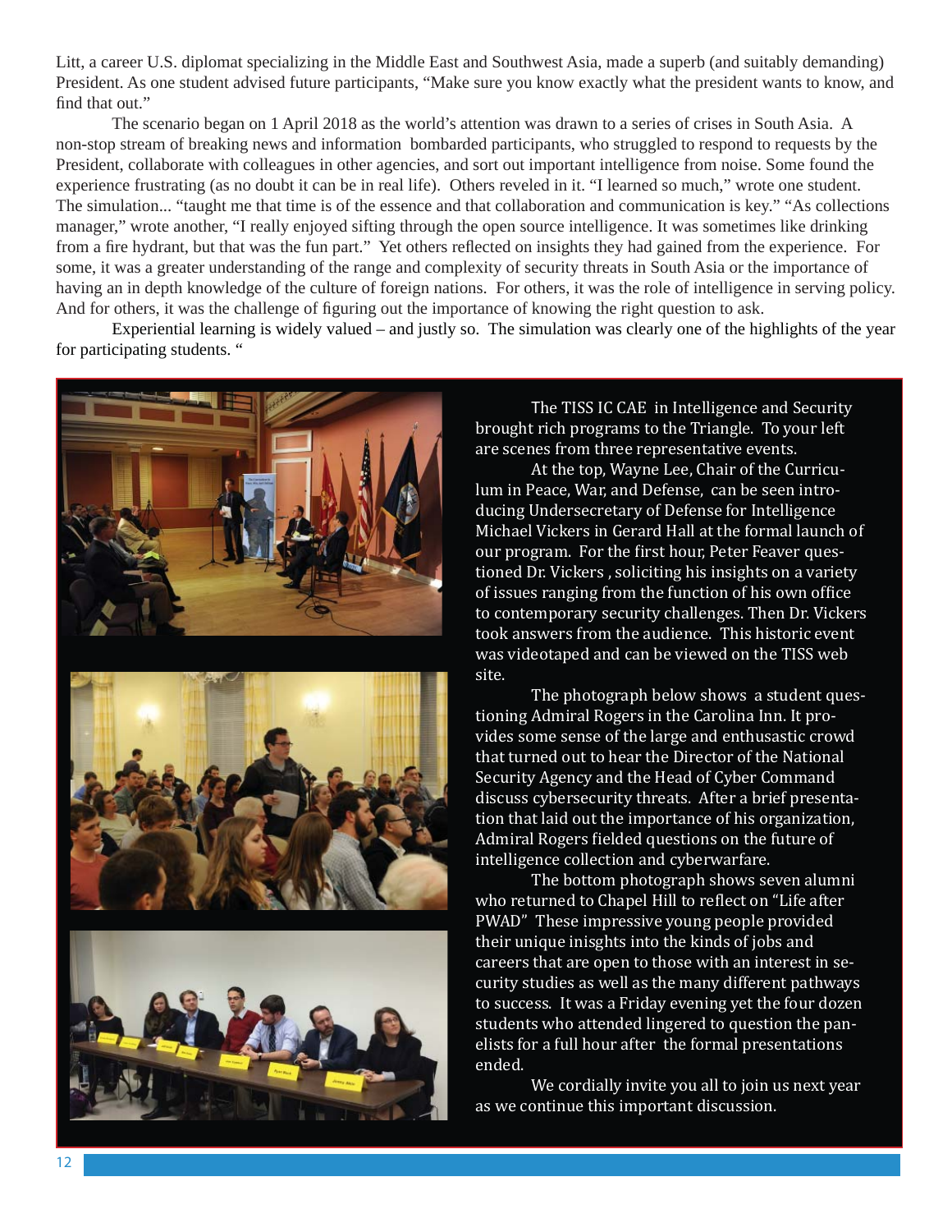Litt, a career U.S. diplomat specializing in the Middle East and Southwest Asia, made a superb (and suitably demanding) President. As one student advised future participants, "Make sure you know exactly what the president wants to know, and find that out."

The scenario began on 1 April 2018 as the world's attention was drawn to a series of crises in South Asia. A non-stop stream of breaking news and information bombarded participants, who struggled to respond to requests by the President, collaborate with colleagues in other agencies, and sort out important intelligence from noise. Some found the experience frustrating (as no doubt it can be in real life). Others reveled in it. "I learned so much," wrote one student. The simulation... "taught me that time is of the essence and that collaboration and communication is key." "As collections manager," wrote another, "I really enjoyed sifting through the open source intelligence. It was sometimes like drinking from a fire hydrant, but that was the fun part." Yet others reflected on insights they had gained from the experience. For some, it was a greater understanding of the range and complexity of security threats in South Asia or the importance of having an in depth knowledge of the culture of foreign nations. For others, it was the role of intelligence in serving policy. And for others, it was the challenge of figuring out the importance of knowing the right question to ask.

Experiential learning is widely valued – and justly so. The simulation was clearly one of the highlights of the year for participating students. "

The TISS IC CAE in Intelligence and Security brought rich programs to the Triangle. To your left are scenes from three representative events.

At the top, Wayne Lee, Chair of the Curriculum in Peace, War, and Defense, can be seen introducing Undersecretary of Defense for Intelligence Michael Vickers in Gerard Hall at the formal launch of our program. For the first hour, Peter Feaver questioned Dr. Vickers , soliciting his insights on a variety of issues ranging from the function of his own office to contemporary security challenges. Then Dr. Vickers took answers from the audience. This historic event was videotaped and can be viewed on the TISS web site.

The photograph below shows a student questioning Admiral Rogers in the Carolina Inn. It provides some sense of the large and enthusastic crowd that turned out to hear the Director of the National Security Agency and the Head of Cyber Command discuss cybersecurity threats. After a brief presentation that laid out the importance of his organization, Admiral Rogers fielded questions on the future of intelligence collection and cyberwarfare.

The bottom photograph shows seven alumni who returned to Chapel Hill to reflect on "Life after PWAD" These impressive young people provided their unique inisghts into the kinds of jobs and careers that are open to those with an interest in security studies as well as the many different pathways to success. It was a Friday evening yet the four dozen students who attended lingered to question the panelists for a full hour after the formal presentations ended.

We cordially invite you all to join us next year as we continue this important discussion.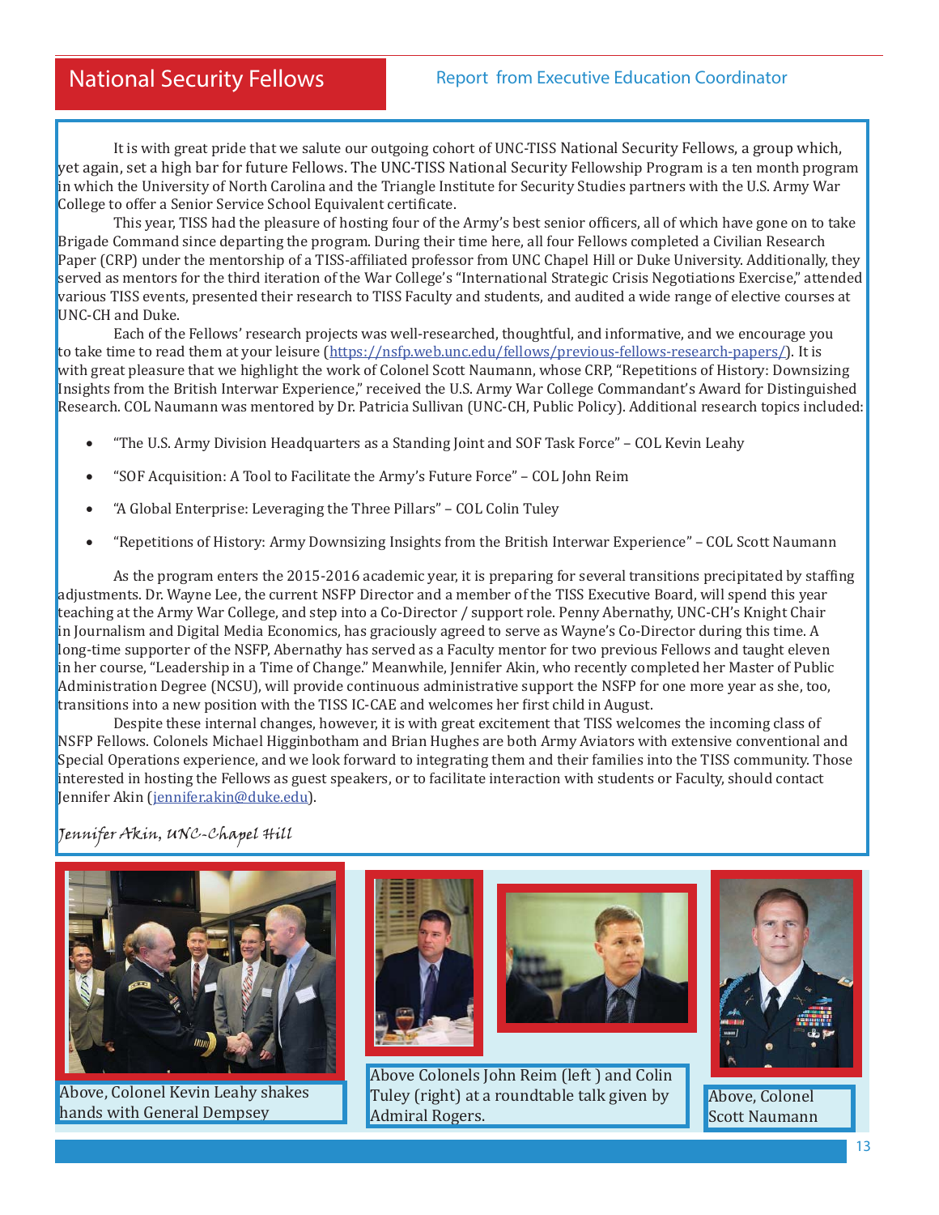# National Security Fellows

## Report from Executive Education Coordinator

It is with great pride that we salute our outgoing cohort of UNC-TISS National Security Fellows, a group which, yet again, set a high bar for future Fellows. The UNC-TISS National Security Fellowship Program is a ten month program in which the University of North Carolina and the Triangle Institute for Security Studies partners with the U.S. Army War College to offer a Senior Service School Equivalent certificate.

This year, TISS had the pleasure of hosting four of the Army's best senior officers, all of which have gone on to take Brigade Command since departing the program. During their time here, all four Fellows completed a Civilian Research Paper (CRP) under the mentorship of a TISS-affiliated professor from UNC Chapel Hill or Duke University. Additionally, they served as mentors for the third iteration of the War College's "International Strategic Crisis Negotiations Exercise," attended various TISS events, presented their research to TISS Faculty and students, and audited a wide range of elective courses at UNC-CH and Duke.

Each of the Fellows' research projects was well-researched, thoughtful, and informative, and we encourage you to take time to read them at your leisure (https://nsfp.web.unc.edu/fellows/previous-fellows-research-papers/). It is with great pleasure that we highlight the work of Colonel Scott Naumann, whose CRP, "Repetitions of History: Downsizing Insights from the British Interwar Experience," received the U.S. Army War College Commandant's Award for Distinguished Research. COL Naumann was mentored by Dr. Patricia Sullivan (UNC-CH, Public Policy). Additional research topics included:

- "The U.S. Army Division Headquarters as a Standing Joint and SOF Task Force" – COL Kevin Leahy
- "SOF Acquisition: A Tool to Facilitate the Army's Future Force" – COL John Reim
- "A Global Enterprise: Leveraging the Three Pillars" – COL Colin Tuley
- "Repetitions of History: Army Downsizing Insights from the British Interwar Experience" – COL Scott Naumann

As the program enters the 2015-2016 academic year, it is preparing for several transitions precipitated by staffing adjustments. Dr. Wayne Lee, the current NSFP Director and a member of the TISS Executive Board, will spend this year teaching at the Army War College, and step into a Co-Director / support role. Penny Abernathy, UNC-CH's Knight Chair in Journalism and Digital Media Economics, has graciously agreed to serve as Wayne's Co-Director during this time. A long-time supporter of the NSFP, Abernathy has served as a Faculty mentor for two previous Fellows and taught eleven in her course, "Leadership in a Time of Change." Meanwhile, Jennifer Akin, who recently completed her Master of Public Administration Degree (NCSU), will provide continuous administrative support the NSFP for one more year as she, too, transitions into a new position with the TISS IC-CAE and welcomes her first child in August.

Despite these internal changes, however, it is with great excitement that TISS welcomes the incoming class of NSFP Fellows. Colonels Michael Higginbotham and Brian Hughes are both Army Aviators with extensive conventional and Special Operations experience, and we look forward to integrating them and their families into the TISS community. Those interested in hosting the Fellows as guest speakers, or to facilitate interaction with students or Faculty, should contact Jennifer Akin (jennifer.akin@duke.edu).

*Jennifer Akin, UNC-Chapel Hill*

Above, Colonel Kevin Leahy shakes hands with General Dempsey

Above Colonels John Reim (left ) and Colin Tuley (right) at a roundtable talk given by Admiral Rogers.

Above, Colonel Scott Naumann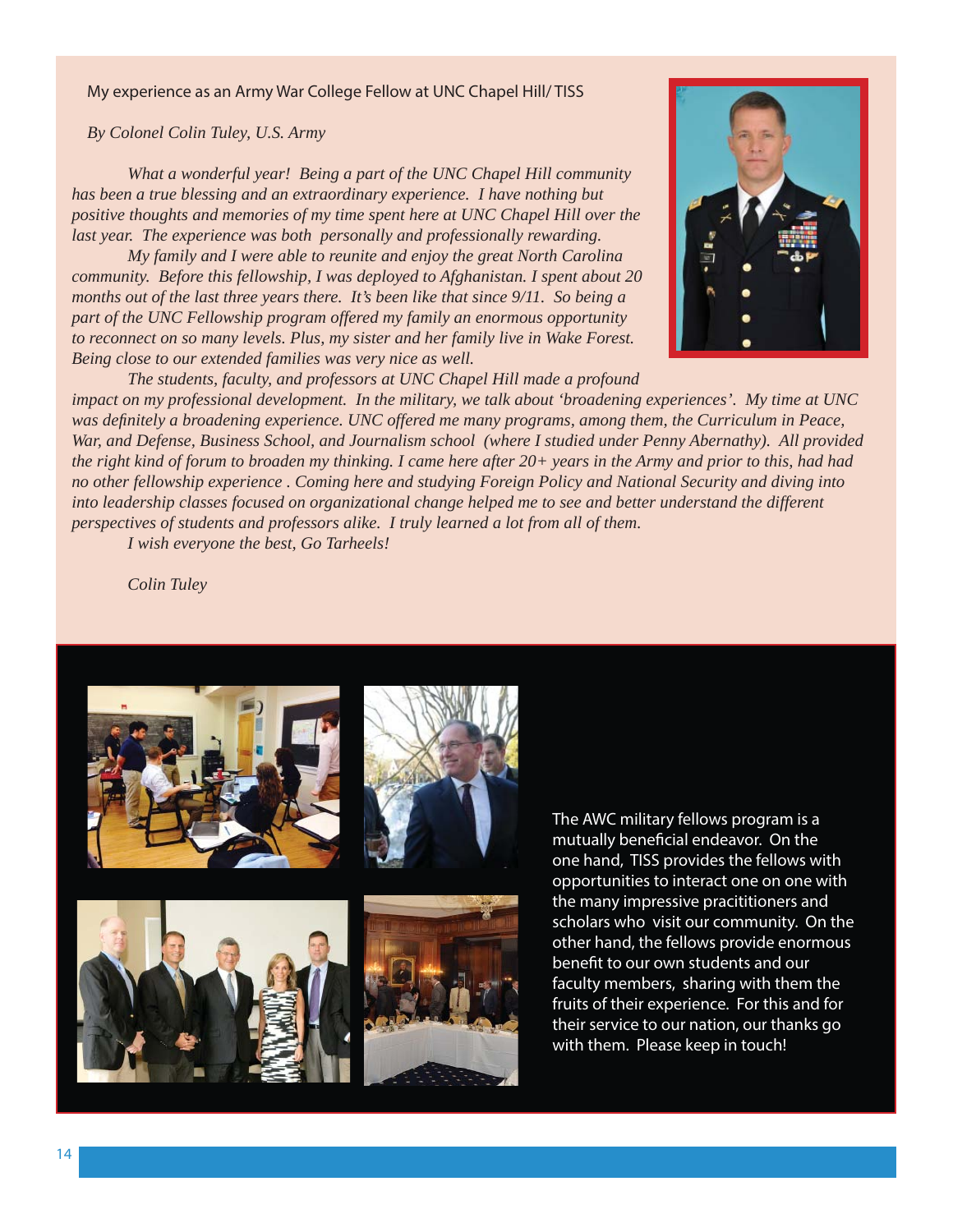## My experience as an Army War College Fellow at UNC Chapel Hill/ TISS

*By Colonel Colin Tuley, U.S. Army*

*What a wonderful year! Being a part of the UNC Chapel Hill community has been a true blessing and an extraordinary experience. I have nothing but positive thoughts and memories of my time spent here at UNC Chapel Hill over the last year. The experience was both personally and professionally rewarding.*

*My family and I were able to reunite and enjoy the great North Carolina community. Before this fellowship, I was deployed to Afghanistan. I spent about 20 months out of the last three years there. It's been like that since 9/11. So being a part of the UNC Fellowship program offered my family an enormous opportunity to reconnect on so many levels. Plus, my sister and her family live in Wake Forest. Being close to our extended families was very nice as well.*

*The students, faculty, and professors at UNC Chapel Hill made a profound impact on my professional development. In the military, we talk about 'broadening experiences'. My time at UNC was definitely a broadening experience. UNC offered me many programs, among them, the Curriculum in Peace, War, and Defense, Business School, and Journalism school (where I studied under Penny Abernathy). All provided the right kind of forum to broaden my thinking. I came here after 20+ years in the Army and prior to this, had had no other fellowship experience . Coming here and studying Foreign Policy and National Security and diving into into leadership classes focused on organizational change helped me to see and better understand the different perspectives of students and professors alike. I truly learned a lot from all of them.*

*I wish everyone the best, Go Tarheels!*

*Colin Tuley*

The AWC military fellows program is a mutually beneficial endeavor. On the one hand, TISS provides the fellows with opportunities to interact one on one with the many impressive pracititioners and scholars who visit our community. On the other hand, the fellows provide enormous benefit to our own students and our faculty members, sharing with them the fruits of their experience. For this and for their service to our nation, our thanks go with them. Please keep in touch!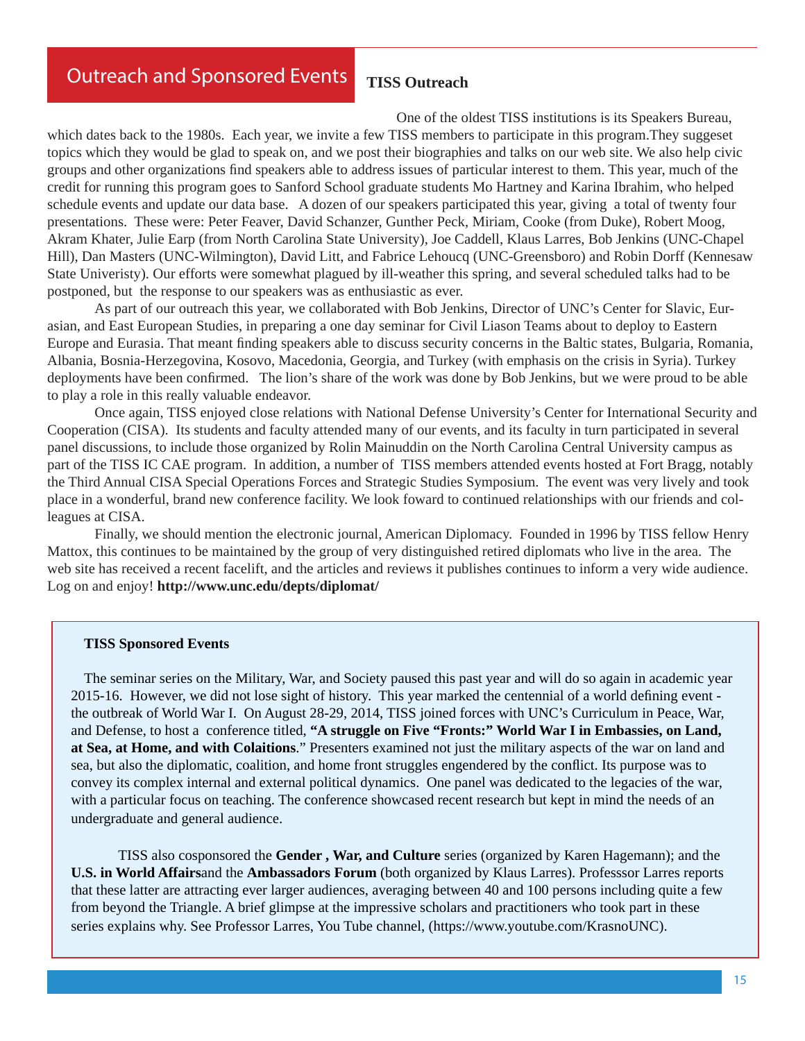# Outreach and Sponsored Events

## TISS Outreach

One of the oldest TISS institutions is its Speakers Bureau, which dates back to the 1980s. Each year, we invite a few TISS members to participate in this program.They suggeset topics which they would be glad to speak on, and we post their biographies and talks on our web site. We also help civic groups and other organizations find speakers able to address issues of particular interest to them. This year, much of the credit for running this program goes to Sanford School graduate students Mo Hartney and Karina Ibrahim, who helped schedule events and update our data base. A dozen of our speakers participated this year, giving a total of twenty four presentations. These were: Peter Feaver, David Schanzer, Gunther Peck, Miriam, Cooke (from Duke), Robert Moog, Akram Khater, Julie Earp (from North Carolina State University), Joe Caddell, Klaus Larres, Bob Jenkins (UNC-Chapel Hill), Dan Masters (UNC-Wilmington), David Litt, and Fabrice Lehoucq (UNC-Greensboro) and Robin Dorff (Kennesaw State Univeristy). Our efforts were somewhat plagued by ill-weather this spring, and several scheduled talks had to be postponed, but the response to our speakers was as enthusiastic as ever.

As part of our outreach this year, we collaborated with Bob Jenkins, Director of UNC's Center for Slavic, Eurasian, and East European Studies, in preparing a one day seminar for Civil Liason Teams about to deploy to Eastern Europe and Eurasia. That meant finding speakers able to discuss security concerns in the Baltic states, Bulgaria, Romania, Albania, Bosnia-Herzegovina, Kosovo, Macedonia, Georgia, and Turkey (with emphasis on the crisis in Syria). Turkey deployments have been confirmed. The lion's share of the work was done by Bob Jenkins, but we were proud to be able to play a role in this really valuable endeavor.

Once again, TISS enjoyed close relations with National Defense University's Center for International Security and Cooperation (CISA). Its students and faculty attended many of our events, and its faculty in turn participated in several panel discussions, to include those organized by Rolin Mainuddin on the North Carolina Central University campus as part of the TISS IC CAE program. In addition, a number of TISS members attended events hosted at Fort Bragg, notably the Third Annual CISA Special Operations Forces and Strategic Studies Symposium. The event was very lively and took place in a wonderful, brand new conference facility. We look foward to continued relationships with our friends and colleagues at CISA.

Finally, we should mention the electronic journal, American Diplomacy. Founded in 1996 by TISS fellow Henry Mattox, this continues to be maintained by the group of very distinguished retired diplomats who live in the area. The web site has received a recent facelift, and the articles and reviews it publishes continues to inform a very wide audience. Log on and enjoy! **http://www.unc.edu/depts/diplomat/**

## TISS Sponsored Events

The seminar series on the Military, War, and Society paused this past year and will do so again in academic year 2015-16. However, we did not lose sight of history. This year marked the centennial of a world defining event - the outbreak of World War I. On August 28-29, 2014, TISS joined forces with UNC's Curriculum in Peace, War, and Defense, to host a conference titled, **"A struggle on Five "Fronts:" World War I in Embassies, on Land, at Sea, at Home, and with Colaitions**." Presenters examined not just the military aspects of the war on land and sea, but also the diplomatic, coalition, and home front struggles engendered by the conflict. Its purpose was to convey its complex internal and external political dynamics. One panel was dedicated to the legacies of the war, with a particular focus on teaching. The conference showcased recent research but kept in mind the needs of an undergraduate and general audience.

TISS also cosponsored the **Gender , War, and Culture** series (organized by Karen Hagemann); and the **U.S. in World Affairs**and the **Ambassadors Forum** (both organized by Klaus Larres). Professsor Larres reports that these latter are attracting ever larger audiences, averaging between 40 and 100 persons including quite a few from beyond the Triangle. A brief glimpse at the impressive scholars and practitioners who took part in these series explains why. See Professor Larres, You Tube channel, (https://www.youtube.com/KrasnoUNC).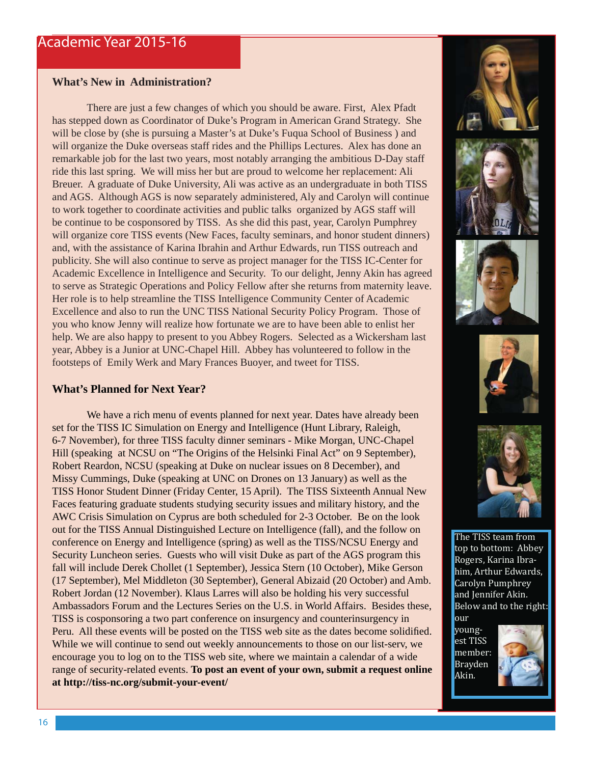## Academic Year 2015-16

### What's New in Administration?

There are just a few changes of which you should be aware. First, Alex Pfadt has stepped down as Coordinator of Duke's Program in American Grand Strategy. She will be close by (she is pursuing a Master's at Duke's Fuqua School of Business ) and will organize the Duke overseas staff rides and the Phillips Lectures. Alex has done an remarkable job for the last two years, most notably arranging the ambitious D-Day staff ride this last spring. We will miss her but are proud to welcome her replacement: Ali Breuer. A graduate of Duke University, Ali was active as an undergraduate in both TISS and AGS. Although AGS is now separately administered, Aly and Carolyn will continue to work together to coordinate activities and public talks organized by AGS staff will be continue to be cosponsored by TISS. As she did this past, year, Carolyn Pumphrey will organize core TISS events (New Faces, faculty seminars, and honor student dinners) and, with the assistance of Karina Ibrahin and Arthur Edwards, run TISS outreach and publicity. She will also continue to serve as project manager for the TISS IC-Center for Academic Excellence in Intelligence and Security. To our delight, Jenny Akin has agreed to serve as Strategic Operations and Policy Fellow after she returns from maternity leave. Her role is to help streamline the TISS Intelligence Community Center of Academic Excellence and also to run the UNC TISS National Security Policy Program. Those of you who know Jenny will realize how fortunate we are to have been able to enlist her help. We are also happy to present to you Abbey Rogers. Selected as a Wickersham last year, Abbey is a Junior at UNC-Chapel Hill. Abbey has volunteered to follow in the footsteps of Emily Werk and Mary Frances Buoyer, and tweet for TISS.

### What's Planned for Next Year?

We have a rich menu of events planned for next year. Dates have already been set for the TISS IC Simulation on Energy and Intelligence (Hunt Library, Raleigh, 6-7 November), for three TISS faculty dinner seminars - Mike Morgan, UNC-Chapel Hill (speaking at NCSU on "The Origins of the Helsinki Final Act" on 9 September), Robert Reardon, NCSU (speaking at Duke on nuclear issues on 8 December), and Missy Cummings, Duke (speaking at UNC on Drones on 13 January) as well as the TISS Honor Student Dinner (Friday Center, 15 April). The TISS Sixteenth Annual New Faces featuring graduate students studying security issues and military history, and the AWC Crisis Simulation on Cyprus are both scheduled for 2-3 October. Be on the look out for the TISS Annual Distinguished Lecture on Intelligence (fall), and the follow on conference on Energy and Intelligence (spring) as well as the TISS/NCSU Energy and Security Luncheon series. Guests who will visit Duke as part of the AGS program this fall will include Derek Chollet (1 September), Jessica Stern (10 October), Mike Gerson (17 September), Mel Middleton (30 September), General Abizaid (20 October) and Amb. Robert Jordan (12 November). Klaus Larres will also be holding his very successful Ambassadors Forum and the Lectures Series on the U.S. in World Affairs. Besides these, TISS is cosponsoring a two part conference on insurgency and counterinsurgency in Peru. All these events will be posted on the TISS web site as the dates become solidified. While we will continue to send out weekly announcements to those on our list-serv, we encourage you to log on to the TISS web site, where we maintain a calendar of a wide range of security-related events. **To post an event of your own, submit a request online at http://tiss-nc.org/submit-your-event/**

The TISS team from top to bottom: Abbey Rogers, Karina Ibrahim, Arthur Edwards, Carolyn Pumphrey and Jennifer Akin. Below and to the right: our youngest TISS member: Brayden Akin.